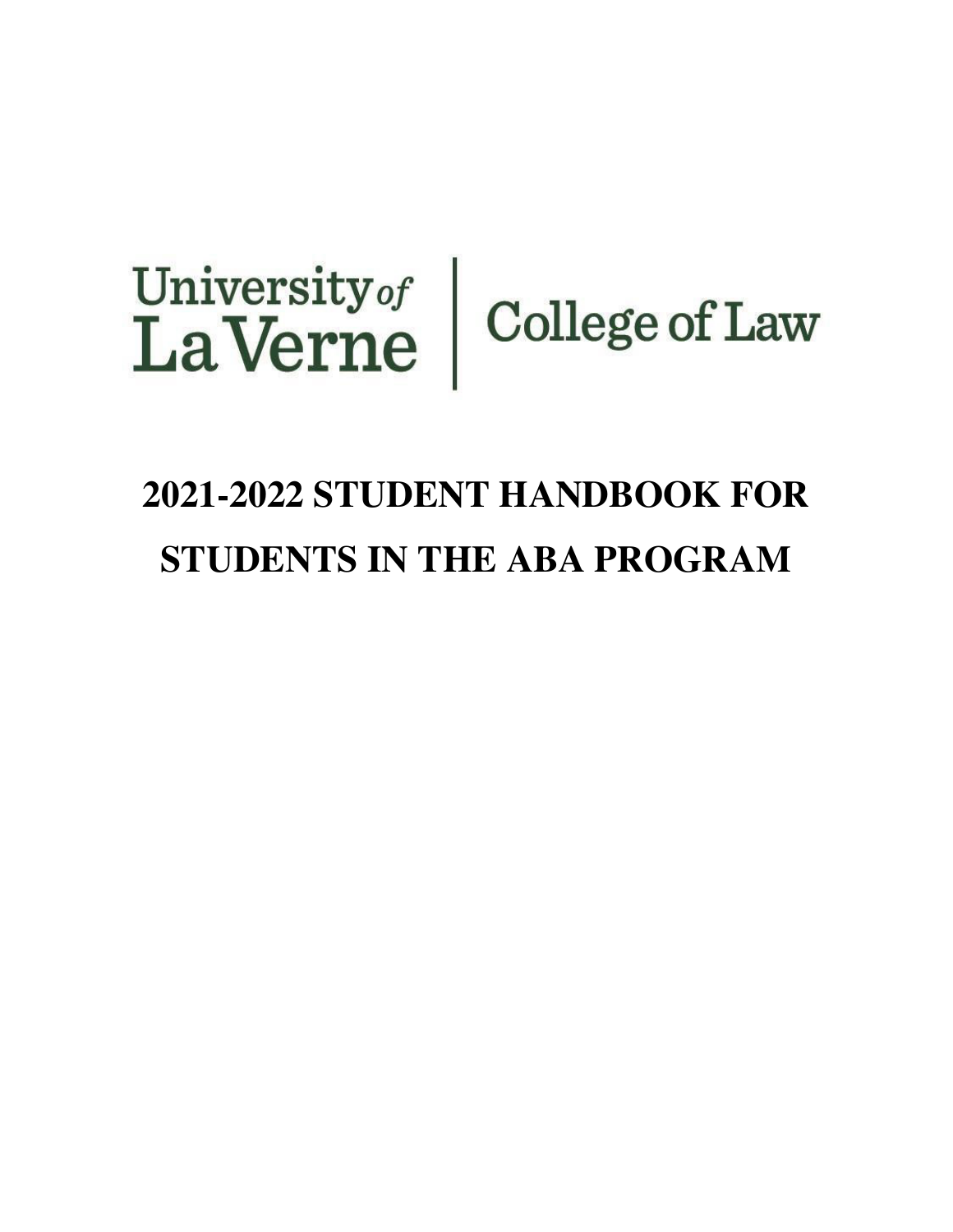University *of* La Verne | College of Law

# 2021-2022 STUDENT HANDBOOK FOR STUDENTS IN THE ABA PROGRAM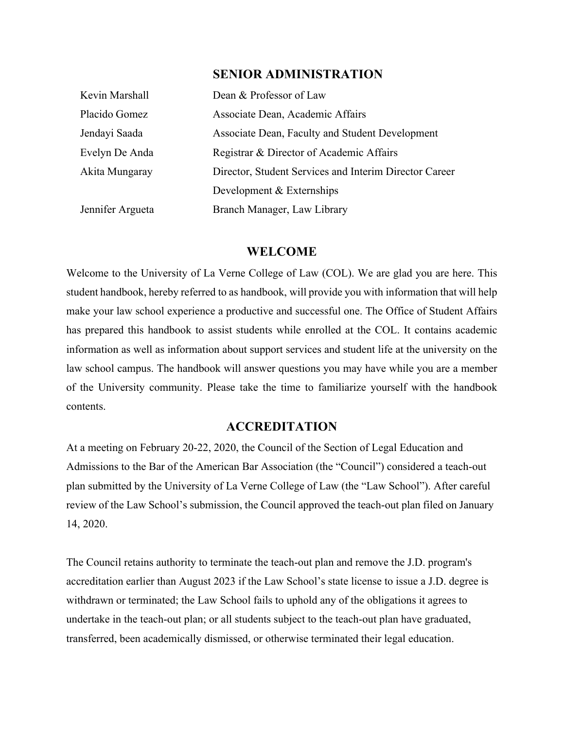## SENIOR ADMINISTRATION

| | |
|---|---|
| Kevin Marshall | Dean & Professor of Law |
| Placido Gomez | Associate Dean, Academic Affairs |
| Jendayi Saada | Associate Dean, Faculty and Student Development |
| Evelyn De Anda | Registrar & Director of Academic Affairs |
| Akita Mungaray | Director, Student Services and Interim Director Career Development & Externships |
| Jennifer Argueta | Branch Manager, Law Library |

## WELCOME

Welcome to the University of La Verne College of Law (COL). We are glad you are here. This student handbook, hereby referred to as handbook, will provide you with information that will help make your law school experience a productive and successful one. The Office of Student Affairs has prepared this handbook to assist students while enrolled at the COL. It contains academic information as well as information about support services and student life at the university on the law school campus. The handbook will answer questions you may have while you are a member of the University community. Please take the time to familiarize yourself with the handbook contents.

## ACCREDITATION

At a meeting on February 20-22, 2020, the Council of the Section of Legal Education and Admissions to the Bar of the American Bar Association (the "Council") considered a teach-out plan submitted by the University of La Verne College of Law (the "Law School"). After careful review of the Law School's submission, the Council approved the teach-out plan filed on January 14, 2020.

The Council retains authority to terminate the teach-out plan and remove the J.D. program's accreditation earlier than August 2023 if the Law School's state license to issue a J.D. degree is withdrawn or terminated; the Law School fails to uphold any of the obligations it agrees to undertake in the teach-out plan; or all students subject to the teach-out plan have graduated, transferred, been academically dismissed, or otherwise terminated their legal education.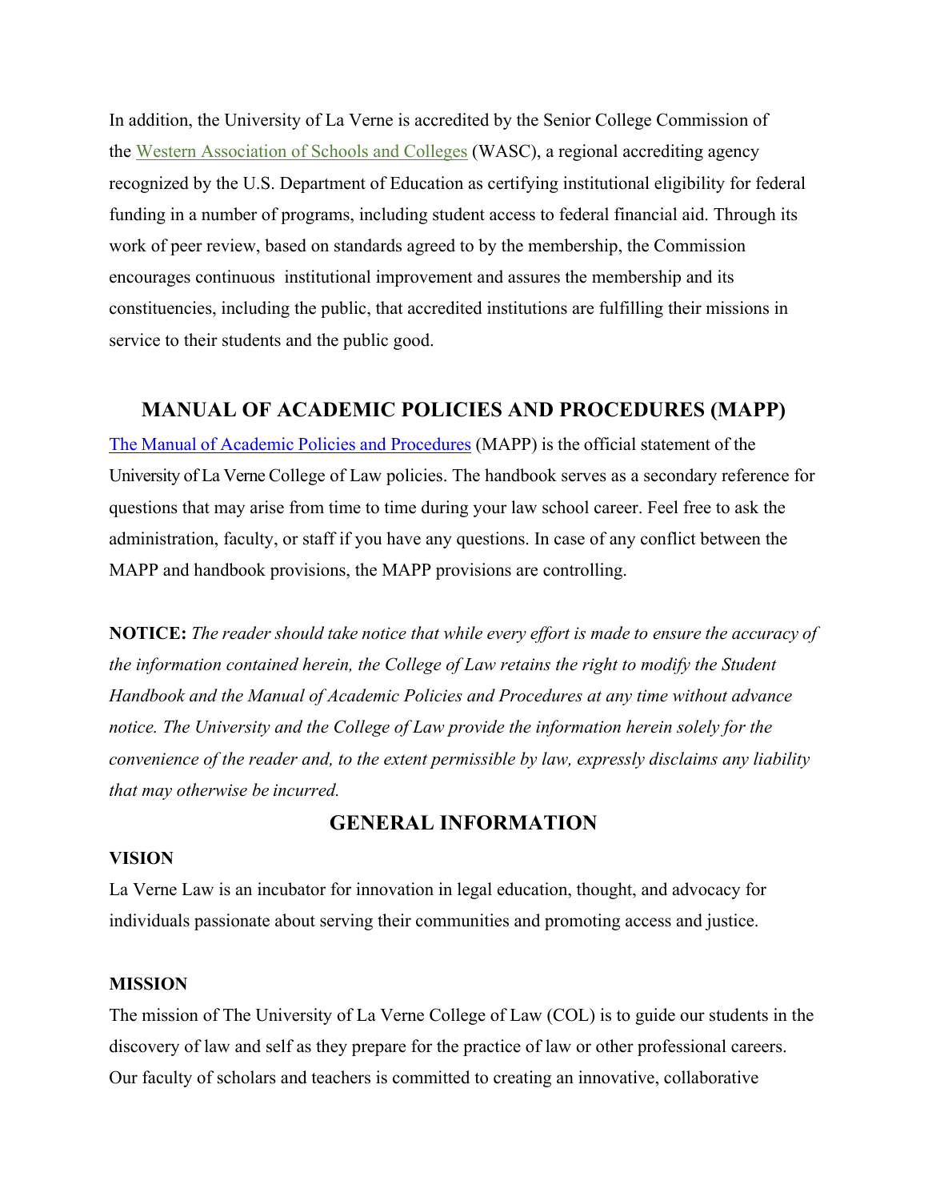In addition, the University of La Verne is accredited by the Senior College Commission of the Western Association of Schools and Colleges (WASC), a regional accrediting agency recognized by the U.S. Department of Education as certifying institutional eligibility for federal funding in a number of programs, including student access to federal financial aid. Through its work of peer review, based on standards agreed to by the membership, the Commission encourages continuous institutional improvement and assures the membership and its constituencies, including the public, that accredited institutions are fulfilling their missions in service to their students and the public good.

## MANUAL OF ACADEMIC POLICIES AND PROCEDURES (MAPP)

The Manual of Academic Policies and Procedures (MAPP) is the official statement of the University of La Verne College of Law policies. The handbook serves as a secondary reference for questions that may arise from time to time during your law school career. Feel free to ask the administration, faculty, or staff if you have any questions. In case of any conflict between the MAPP and handbook provisions, the MAPP provisions are controlling.

**NOTICE:** *The reader should take notice that while every effort is made to ensure the accuracy of the information contained herein, the College of Law retains the right to modify the Student Handbook and the Manual of Academic Policies and Procedures at any time without advance notice. The University and the College of Law provide the information herein solely for the convenience of the reader and, to the extent permissible by law, expressly disclaims any liability that may otherwise be incurred.*

## GENERAL INFORMATION

### VISION

La Verne Law is an incubator for innovation in legal education, thought, and advocacy for individuals passionate about serving their communities and promoting access and justice.

### MISSION

The mission of The University of La Verne College of Law (COL) is to guide our students in the discovery of law and self as they prepare for the practice of law or other professional careers. Our faculty of scholars and teachers is committed to creating an innovative, collaborative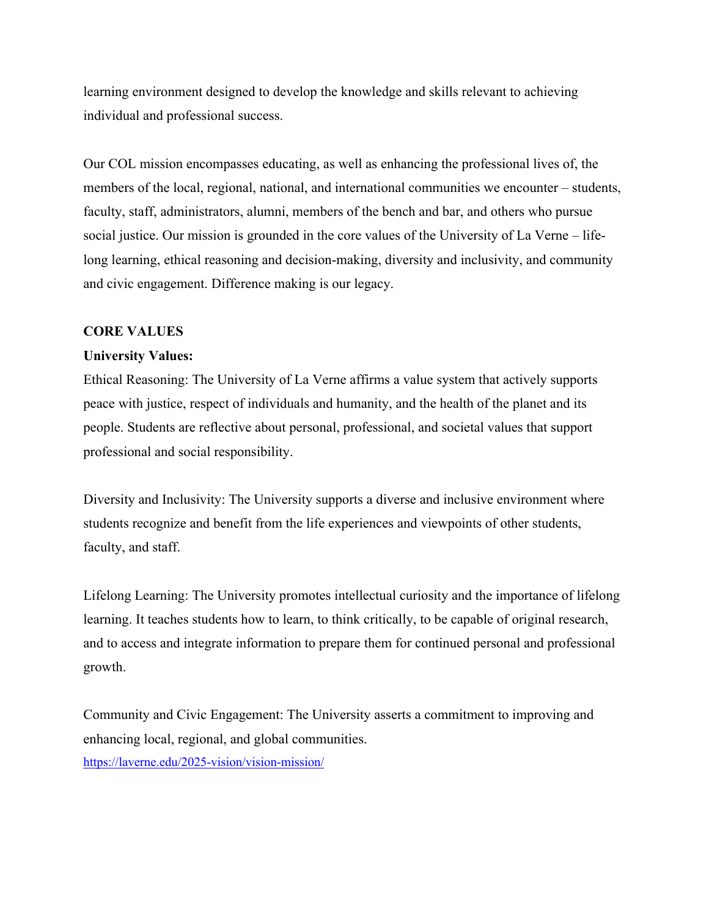learning environment designed to develop the knowledge and skills relevant to achieving individual and professional success.

Our COL mission encompasses educating, as well as enhancing the professional lives of, the members of the local, regional, national, and international communities we encounter – students, faculty, staff, administrators, alumni, members of the bench and bar, and others who pursue social justice. Our mission is grounded in the core values of the University of La Verne – life-long learning, ethical reasoning and decision-making, diversity and inclusivity, and community and civic engagement. Difference making is our legacy.

**CORE VALUES**

**University Values:**

Ethical Reasoning: The University of La Verne affirms a value system that actively supports peace with justice, respect of individuals and humanity, and the health of the planet and its people. Students are reflective about personal, professional, and societal values that support professional and social responsibility.

Diversity and Inclusivity: The University supports a diverse and inclusive environment where students recognize and benefit from the life experiences and viewpoints of other students, faculty, and staff.

Lifelong Learning: The University promotes intellectual curiosity and the importance of lifelong learning. It teaches students how to learn, to think critically, to be capable of original research, and to access and integrate information to prepare them for continued personal and professional growth.

Community and Civic Engagement: The University asserts a commitment to improving and enhancing local, regional, and global communities.

https://laverne.edu/2025-vision/vision-mission/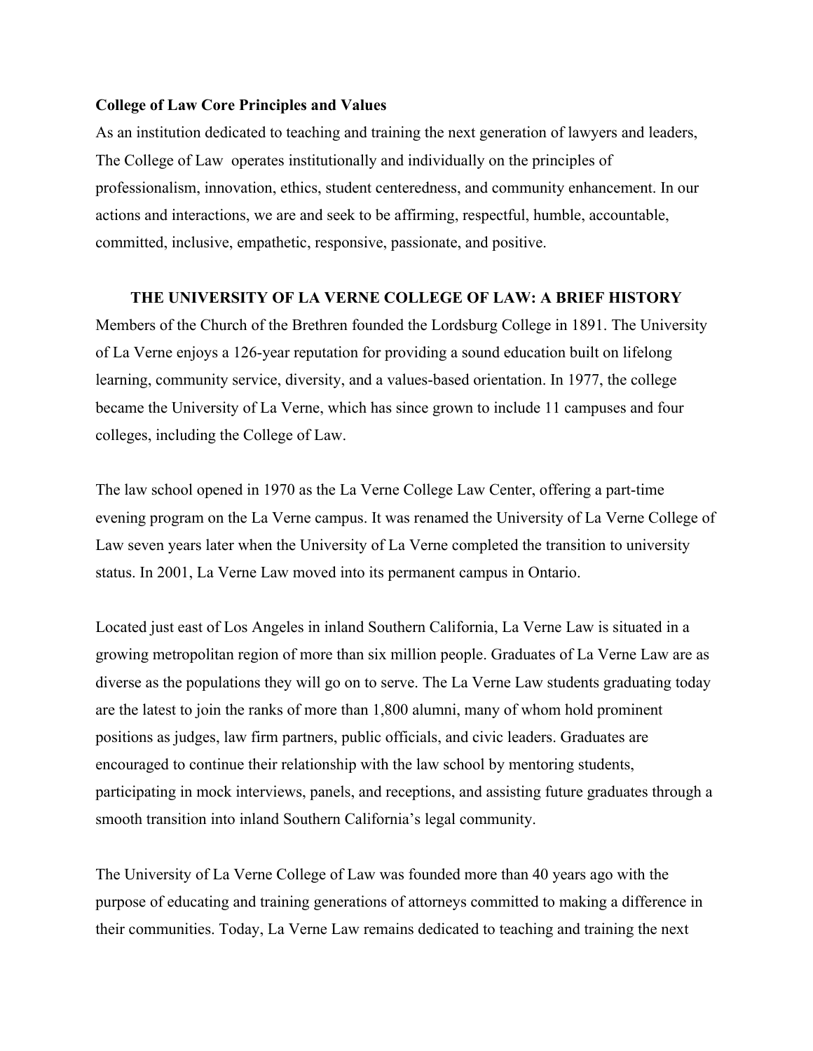**College of Law Core Principles and Values**

As an institution dedicated to teaching and training the next generation of lawyers and leaders, The College of Law operates institutionally and individually on the principles of professionalism, innovation, ethics, student centeredness, and community enhancement. In our actions and interactions, we are and seek to be affirming, respectful, humble, accountable, committed, inclusive, empathetic, responsive, passionate, and positive.

## THE UNIVERSITY OF LA VERNE COLLEGE OF LAW: A BRIEF HISTORY

Members of the Church of the Brethren founded the Lordsburg College in 1891. The University of La Verne enjoys a 126-year reputation for providing a sound education built on lifelong learning, community service, diversity, and a values-based orientation. In 1977, the college became the University of La Verne, which has since grown to include 11 campuses and four colleges, including the College of Law.

The law school opened in 1970 as the La Verne College Law Center, offering a part-time evening program on the La Verne campus. It was renamed the University of La Verne College of Law seven years later when the University of La Verne completed the transition to university status. In 2001, La Verne Law moved into its permanent campus in Ontario.

Located just east of Los Angeles in inland Southern California, La Verne Law is situated in a growing metropolitan region of more than six million people. Graduates of La Verne Law are as diverse as the populations they will go on to serve. The La Verne Law students graduating today are the latest to join the ranks of more than 1,800 alumni, many of whom hold prominent positions as judges, law firm partners, public officials, and civic leaders. Graduates are encouraged to continue their relationship with the law school by mentoring students, participating in mock interviews, panels, and receptions, and assisting future graduates through a smooth transition into inland Southern California's legal community.

The University of La Verne College of Law was founded more than 40 years ago with the purpose of educating and training generations of attorneys committed to making a difference in their communities. Today, La Verne Law remains dedicated to teaching and training the next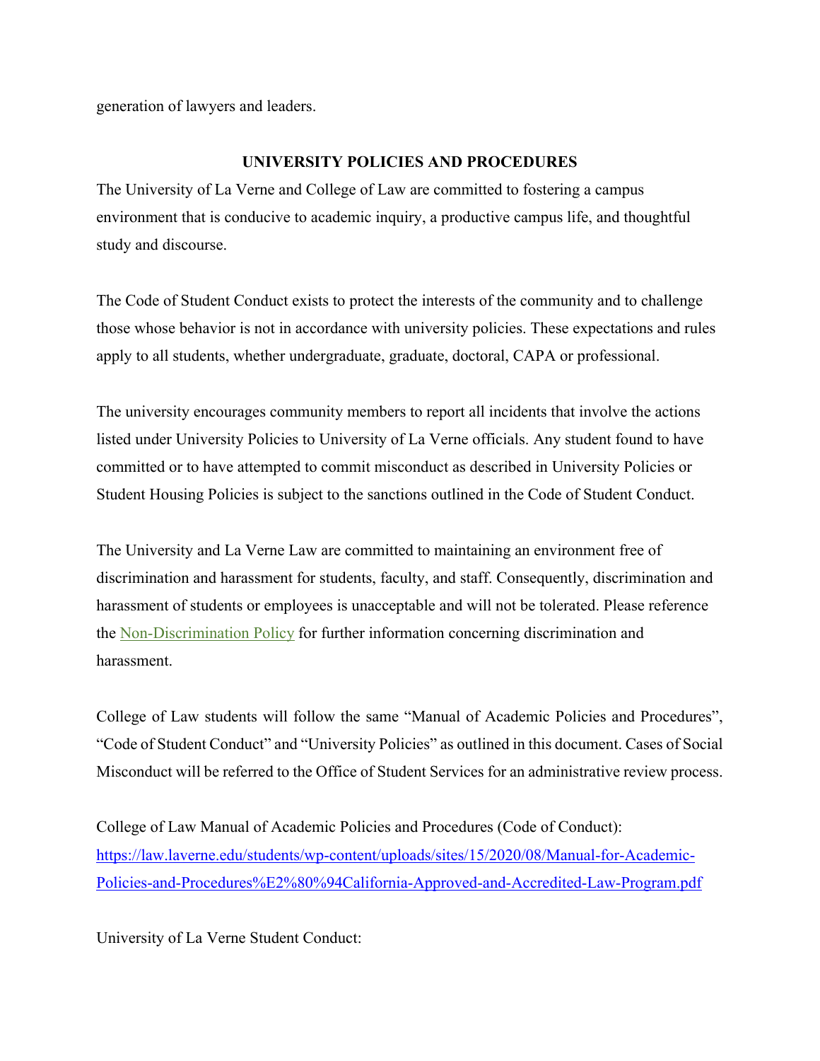generation of lawyers and leaders.

## UNIVERSITY POLICIES AND PROCEDURES

The University of La Verne and College of Law are committed to fostering a campus environment that is conducive to academic inquiry, a productive campus life, and thoughtful study and discourse.

The Code of Student Conduct exists to protect the interests of the community and to challenge those whose behavior is not in accordance with university policies. These expectations and rules apply to all students, whether undergraduate, graduate, doctoral, CAPA or professional.

The university encourages community members to report all incidents that involve the actions listed under University Policies to University of La Verne officials. Any student found to have committed or to have attempted to commit misconduct as described in University Policies or Student Housing Policies is subject to the sanctions outlined in the Code of Student Conduct.

The University and La Verne Law are committed to maintaining an environment free of discrimination and harassment for students, faculty, and staff. Consequently, discrimination and harassment of students or employees is unacceptable and will not be tolerated. Please reference the Non-Discrimination Policy for further information concerning discrimination and harassment.

College of Law students will follow the same "Manual of Academic Policies and Procedures", "Code of Student Conduct" and "University Policies" as outlined in this document. Cases of Social Misconduct will be referred to the Office of Student Services for an administrative review process.

College of Law Manual of Academic Policies and Procedures (Code of Conduct):
https://law.laverne.edu/students/wp-content/uploads/sites/15/2020/08/Manual-for-Academic-Policies-and-Procedures%E2%80%94California-Approved-and-Accredited-Law-Program.pdf

University of La Verne Student Conduct: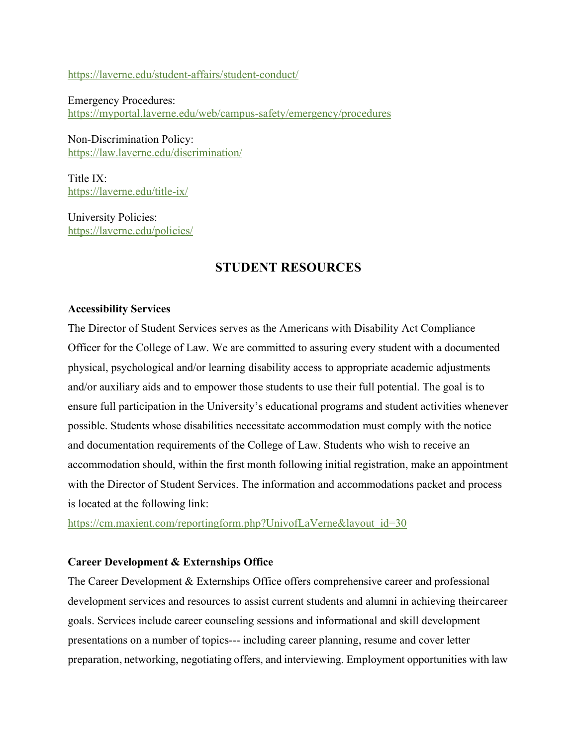https://laverne.edu/student-affairs/student-conduct/

Emergency Procedures:
https://myportal.laverne.edu/web/campus-safety/emergency/procedures

Non-Discrimination Policy:
https://law.laverne.edu/discrimination/

Title IX:
https://laverne.edu/title-ix/

University Policies:
https://laverne.edu/policies/

## STUDENT RESOURCES

**Accessibility Services**

The Director of Student Services serves as the Americans with Disability Act Compliance Officer for the College of Law. We are committed to assuring every student with a documented physical, psychological and/or learning disability access to appropriate academic adjustments and/or auxiliary aids and to empower those students to use their full potential. The goal is to ensure full participation in the University's educational programs and student activities whenever possible. Students whose disabilities necessitate accommodation must comply with the notice and documentation requirements of the College of Law. Students who wish to receive an accommodation should, within the first month following initial registration, make an appointment with the Director of Student Services. The information and accommodations packet and process is located at the following link:
https://cm.maxient.com/reportingform.php?UnivofLaVerne&layout_id=30

**Career Development & Externships Office**

The Career Development & Externships Office offers comprehensive career and professional development services and resources to assist current students and alumni in achieving their career goals. Services include career counseling sessions and informational and skill development presentations on a number of topics--- including career planning, resume and cover letter preparation, networking, negotiating offers, and interviewing. Employment opportunities with law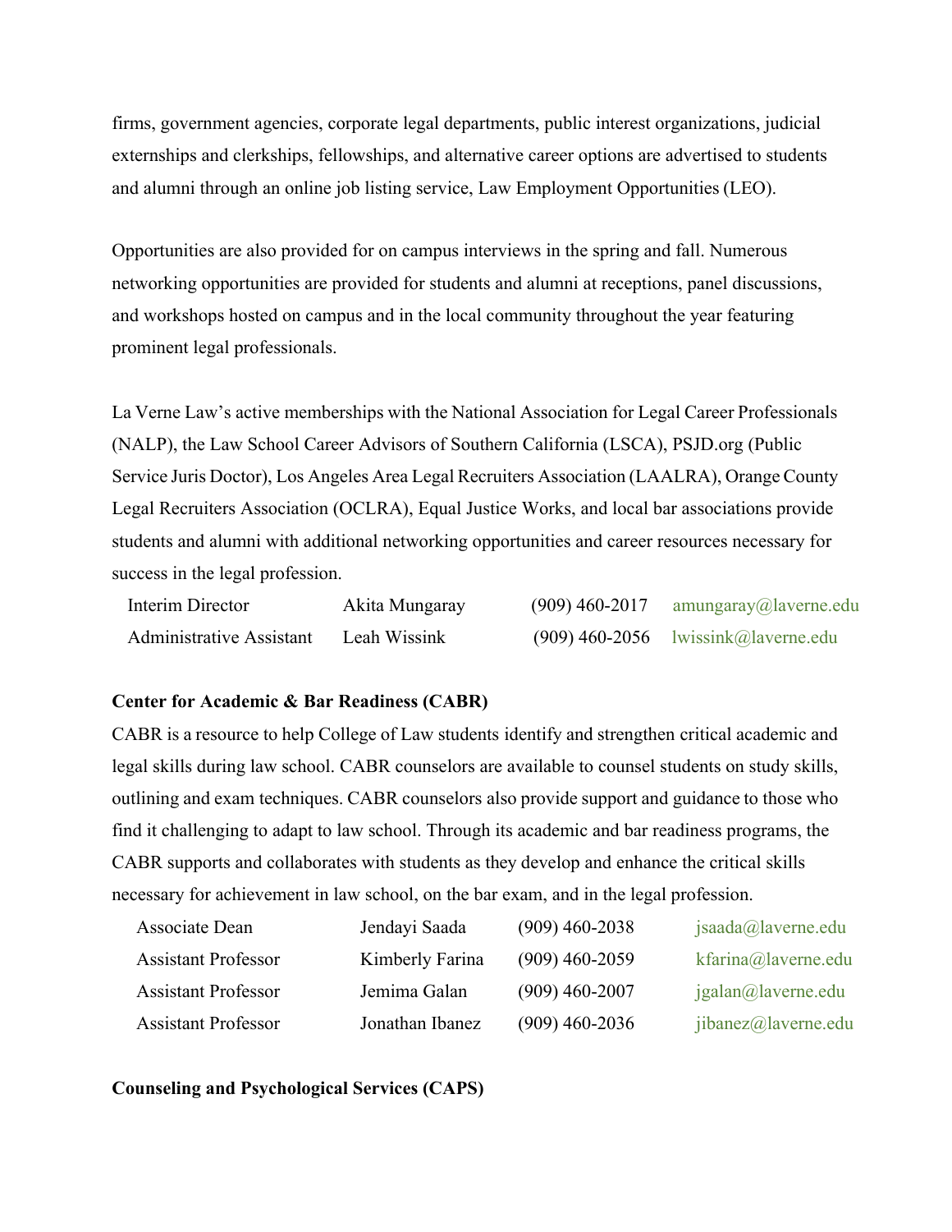firms, government agencies, corporate legal departments, public interest organizations, judicial externships and clerkships, fellowships, and alternative career options are advertised to students and alumni through an online job listing service, Law Employment Opportunities (LEO).

Opportunities are also provided for on campus interviews in the spring and fall. Numerous networking opportunities are provided for students and alumni at receptions, panel discussions, and workshops hosted on campus and in the local community throughout the year featuring prominent legal professionals.

La Verne Law's active memberships with the National Association for Legal Career Professionals (NALP), the Law School Career Advisors of Southern California (LSCA), PSJD.org (Public Service Juris Doctor), Los Angeles Area Legal Recruiters Association (LAALRA), Orange County Legal Recruiters Association (OCLRA), Equal Justice Works, and local bar associations provide students and alumni with additional networking opportunities and career resources necessary for success in the legal profession.

| | | | |
|---|---|---|---|
| Interim Director | Akita Mungaray | (909) 460-2017 | amungaray@laverne.edu |
| Administrative Assistant | Leah Wissink | (909) 460-2056 | lwissink@laverne.edu |

**Center for Academic & Bar Readiness (CABR)**

CABR is a resource to help College of Law students identify and strengthen critical academic and legal skills during law school. CABR counselors are available to counsel students on study skills, outlining and exam techniques. CABR counselors also provide support and guidance to those who find it challenging to adapt to law school. Through its academic and bar readiness programs, the CABR supports and collaborates with students as they develop and enhance the critical skills necessary for achievement in law school, on the bar exam, and in the legal profession.

| | | | |
|---|---|---|---|
| Associate Dean | Jendayi Saada | (909) 460-2038 | jsaada@laverne.edu |
| Assistant Professor | Kimberly Farina | (909) 460-2059 | kfarina@laverne.edu |
| Assistant Professor | Jemima Galan | (909) 460-2007 | jgalan@laverne.edu |
| Assistant Professor | Jonathan Ibanez | (909) 460-2036 | jibanez@laverne.edu |

**Counseling and Psychological Services (CAPS)**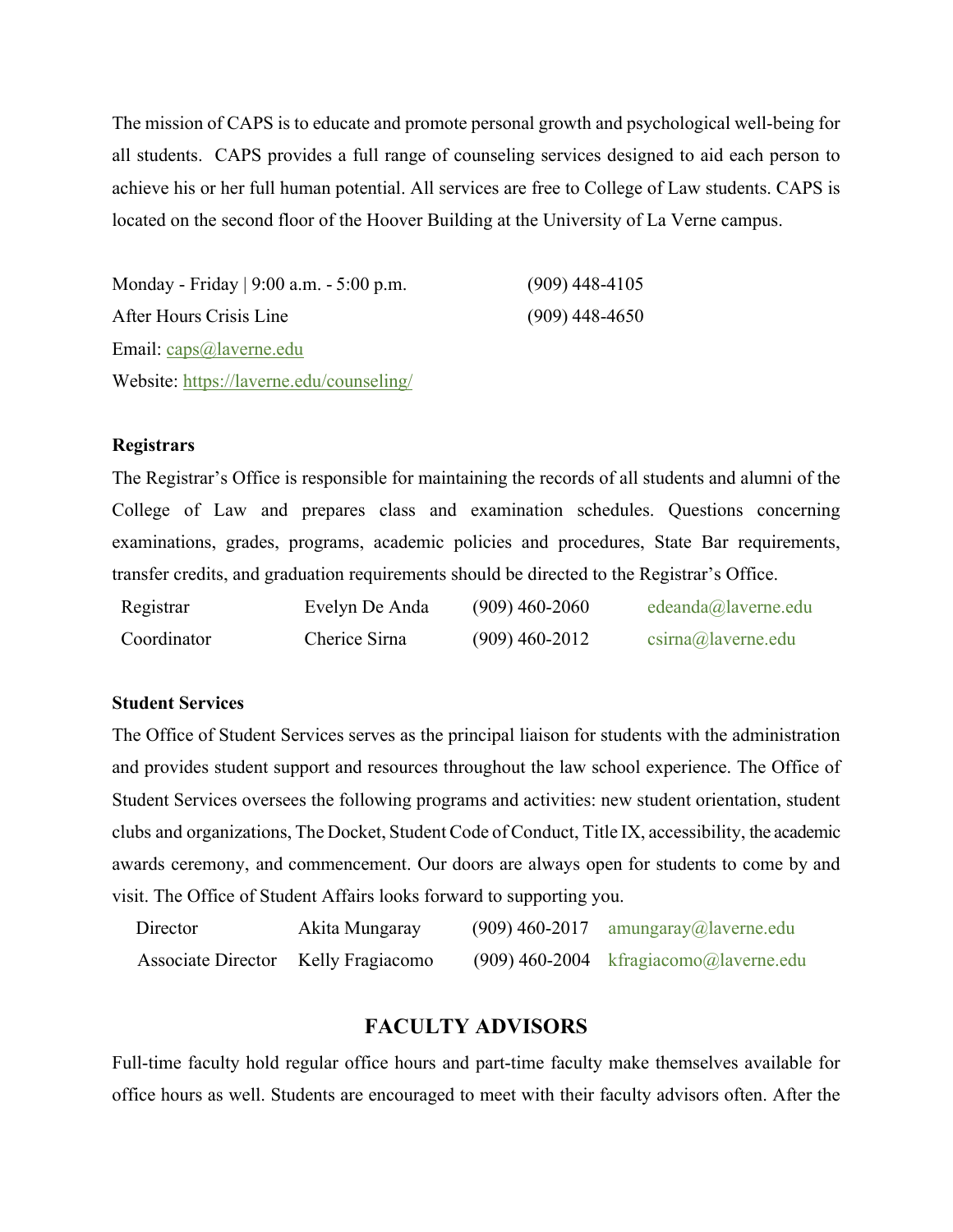The mission of CAPS is to educate and promote personal growth and psychological well-being for all students. CAPS provides a full range of counseling services designed to aid each person to achieve his or her full human potential. All services are free to College of Law students. CAPS is located on the second floor of the Hoover Building at the University of La Verne campus.

| | |
|---|---|
| Monday - Friday \| 9:00 a.m. - 5:00 p.m. | (909) 448-4105 |
| After Hours Crisis Line | (909) 448-4650 |

Email: caps@laverne.edu
Website: https://laverne.edu/counseling/

**Registrars**

The Registrar's Office is responsible for maintaining the records of all students and alumni of the College of Law and prepares class and examination schedules. Questions concerning examinations, grades, programs, academic policies and procedures, State Bar requirements, transfer credits, and graduation requirements should be directed to the Registrar's Office.

| | | | |
|---|---|---|---|
| Registrar | Evelyn De Anda | (909) 460-2060 | edeanda@laverne.edu |
| Coordinator | Cherice Sirna | (909) 460-2012 | csirna@laverne.edu |

**Student Services**

The Office of Student Services serves as the principal liaison for students with the administration and provides student support and resources throughout the law school experience. The Office of Student Services oversees the following programs and activities: new student orientation, student clubs and organizations, The Docket, Student Code of Conduct, Title IX, accessibility, the academic awards ceremony, and commencement. Our doors are always open for students to come by and visit. The Office of Student Affairs looks forward to supporting you.

| | | | |
|---|---|---|---|
| Director | Akita Mungaray | (909) 460-2017 | amungaray@laverne.edu |
| Associate Director | Kelly Fragiacomo | (909) 460-2004 | kfragiacomo@laverne.edu |

## FACULTY ADVISORS

Full-time faculty hold regular office hours and part-time faculty make themselves available for office hours as well. Students are encouraged to meet with their faculty advisors often. After the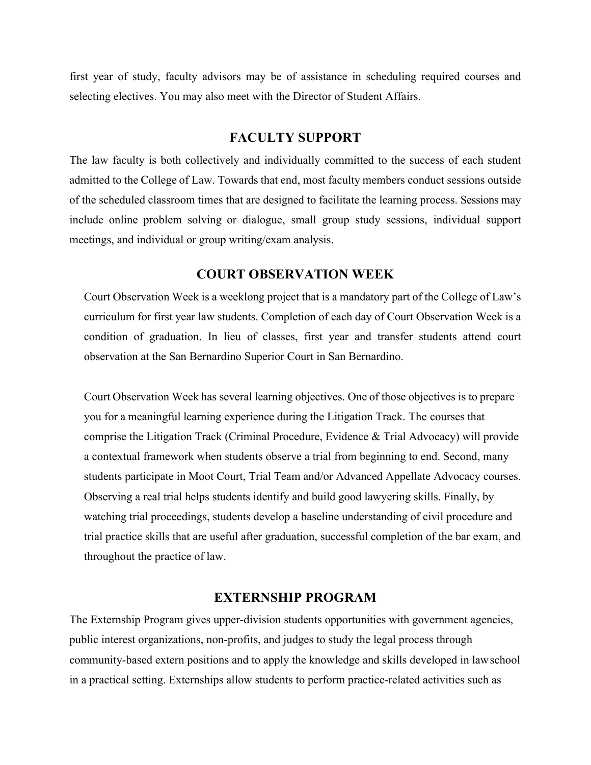first year of study, faculty advisors may be of assistance in scheduling required courses and selecting electives. You may also meet with the Director of Student Affairs.

## FACULTY SUPPORT

The law faculty is both collectively and individually committed to the success of each student admitted to the College of Law. Towards that end, most faculty members conduct sessions outside of the scheduled classroom times that are designed to facilitate the learning process. Sessions may include online problem solving or dialogue, small group study sessions, individual support meetings, and individual or group writing/exam analysis.

## COURT OBSERVATION WEEK

Court Observation Week is a weeklong project that is a mandatory part of the College of Law's curriculum for first year law students. Completion of each day of Court Observation Week is a condition of graduation. In lieu of classes, first year and transfer students attend court observation at the San Bernardino Superior Court in San Bernardino.

Court Observation Week has several learning objectives. One of those objectives is to prepare you for a meaningful learning experience during the Litigation Track. The courses that comprise the Litigation Track (Criminal Procedure, Evidence & Trial Advocacy) will provide a contextual framework when students observe a trial from beginning to end. Second, many students participate in Moot Court, Trial Team and/or Advanced Appellate Advocacy courses. Observing a real trial helps students identify and build good lawyering skills. Finally, by watching trial proceedings, students develop a baseline understanding of civil procedure and trial practice skills that are useful after graduation, successful completion of the bar exam, and throughout the practice of law.

## EXTERNSHIP PROGRAM

The Externship Program gives upper-division students opportunities with government agencies, public interest organizations, non-profits, and judges to study the legal process through community-based extern positions and to apply the knowledge and skills developed in law school in a practical setting. Externships allow students to perform practice-related activities such as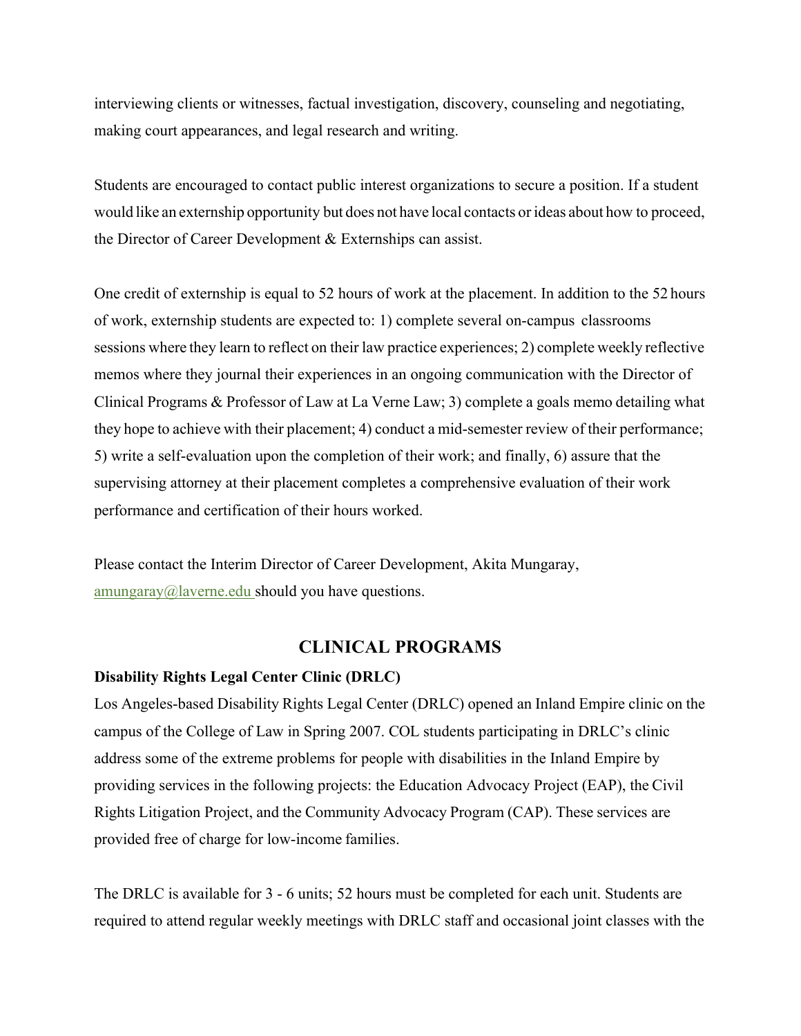interviewing clients or witnesses, factual investigation, discovery, counseling and negotiating, making court appearances, and legal research and writing.

Students are encouraged to contact public interest organizations to secure a position. If a student would like an externship opportunity but does not have local contacts or ideas about how to proceed, the Director of Career Development & Externships can assist.

One credit of externship is equal to 52 hours of work at the placement. In addition to the 52 hours of work, externship students are expected to: 1) complete several on-campus classrooms sessions where they learn to reflect on their law practice experiences; 2) complete weekly reflective memos where they journal their experiences in an ongoing communication with the Director of Clinical Programs & Professor of Law at La Verne Law; 3) complete a goals memo detailing what they hope to achieve with their placement; 4) conduct a mid-semester review of their performance; 5) write a self-evaluation upon the completion of their work; and finally, 6) assure that the supervising attorney at their placement completes a comprehensive evaluation of their work performance and certification of their hours worked.

Please contact the Interim Director of Career Development, Akita Mungaray, amungaray@laverne.edu should you have questions.

## CLINICAL PROGRAMS

**Disability Rights Legal Center Clinic (DRLC)**

Los Angeles-based Disability Rights Legal Center (DRLC) opened an Inland Empire clinic on the campus of the College of Law in Spring 2007. COL students participating in DRLC's clinic address some of the extreme problems for people with disabilities in the Inland Empire by providing services in the following projects: the Education Advocacy Project (EAP), the Civil Rights Litigation Project, and the Community Advocacy Program (CAP). These services are provided free of charge for low-income families.

The DRLC is available for 3 - 6 units; 52 hours must be completed for each unit. Students are required to attend regular weekly meetings with DRLC staff and occasional joint classes with the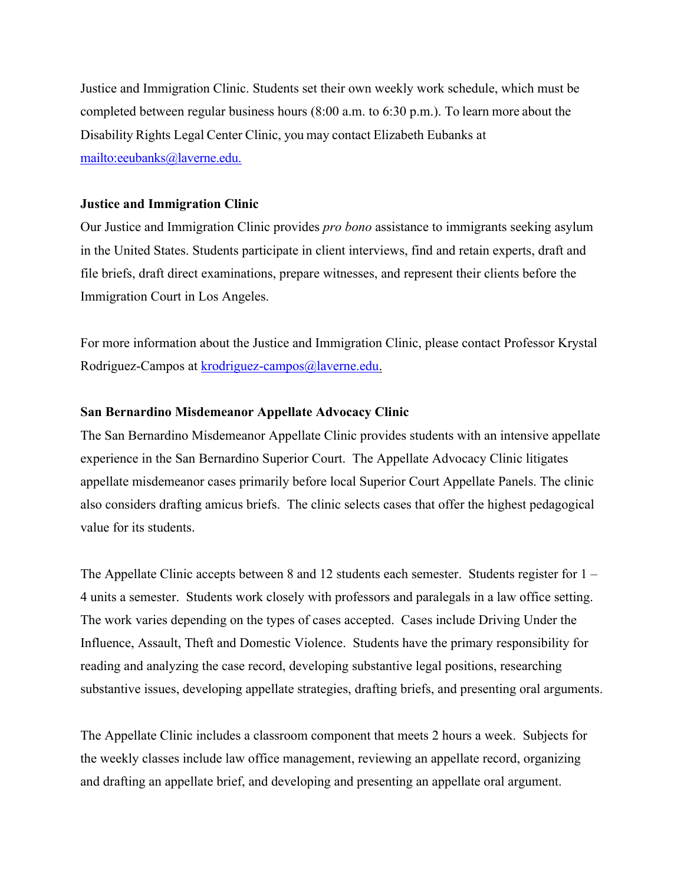Justice and Immigration Clinic. Students set their own weekly work schedule, which must be completed between regular business hours (8:00 a.m. to 6:30 p.m.). To learn more about the Disability Rights Legal Center Clinic, you may contact Elizabeth Eubanks at mailto:eeubanks@laverne.edu.

**Justice and Immigration Clinic**

Our Justice and Immigration Clinic provides *pro bono* assistance to immigrants seeking asylum in the United States. Students participate in client interviews, find and retain experts, draft and file briefs, draft direct examinations, prepare witnesses, and represent their clients before the Immigration Court in Los Angeles.

For more information about the Justice and Immigration Clinic, please contact Professor Krystal Rodriguez-Campos at krodriguez-campos@laverne.edu.

**San Bernardino Misdemeanor Appellate Advocacy Clinic**

The San Bernardino Misdemeanor Appellate Clinic provides students with an intensive appellate experience in the San Bernardino Superior Court. The Appellate Advocacy Clinic litigates appellate misdemeanor cases primarily before local Superior Court Appellate Panels. The clinic also considers drafting amicus briefs. The clinic selects cases that offer the highest pedagogical value for its students.

The Appellate Clinic accepts between 8 and 12 students each semester. Students register for 1 – 4 units a semester. Students work closely with professors and paralegals in a law office setting. The work varies depending on the types of cases accepted. Cases include Driving Under the Influence, Assault, Theft and Domestic Violence. Students have the primary responsibility for reading and analyzing the case record, developing substantive legal positions, researching substantive issues, developing appellate strategies, drafting briefs, and presenting oral arguments.

The Appellate Clinic includes a classroom component that meets 2 hours a week. Subjects for the weekly classes include law office management, reviewing an appellate record, organizing and drafting an appellate brief, and developing and presenting an appellate oral argument.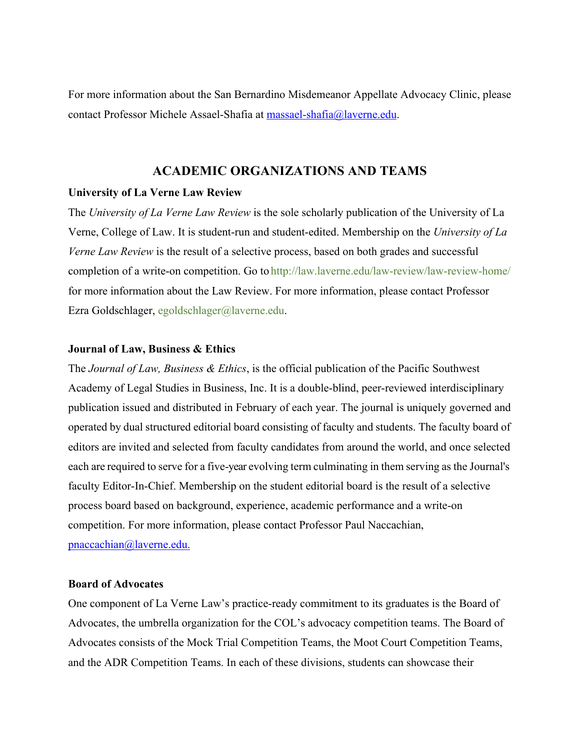For more information about the San Bernardino Misdemeanor Appellate Advocacy Clinic, please contact Professor Michele Assael-Shafia at massael-shafia@laverne.edu.

## ACADEMIC ORGANIZATIONS AND TEAMS

**University of La Verne Law Review**

The *University of La Verne Law Review* is the sole scholarly publication of the University of La Verne, College of Law. It is student-run and student-edited. Membership on the *University of La Verne Law Review* is the result of a selective process, based on both grades and successful completion of a write-on competition. Go to http://law.laverne.edu/law-review/law-review-home/ for more information about the Law Review. For more information, please contact Professor Ezra Goldschlager, egoldschlager@laverne.edu.

**Journal of Law, Business & Ethics**

The *Journal of Law, Business & Ethics*, is the official publication of the Pacific Southwest Academy of Legal Studies in Business, Inc. It is a double-blind, peer-reviewed interdisciplinary publication issued and distributed in February of each year. The journal is uniquely governed and operated by dual structured editorial board consisting of faculty and students. The faculty board of editors are invited and selected from faculty candidates from around the world, and once selected each are required to serve for a five-year evolving term culminating in them serving as the Journal's faculty Editor-In-Chief. Membership on the student editorial board is the result of a selective process board based on background, experience, academic performance and a write-on competition. For more information, please contact Professor Paul Naccachian, pnaccachian@laverne.edu.

**Board of Advocates**

One component of La Verne Law's practice-ready commitment to its graduates is the Board of Advocates, the umbrella organization for the COL's advocacy competition teams. The Board of Advocates consists of the Mock Trial Competition Teams, the Moot Court Competition Teams, and the ADR Competition Teams. In each of these divisions, students can showcase their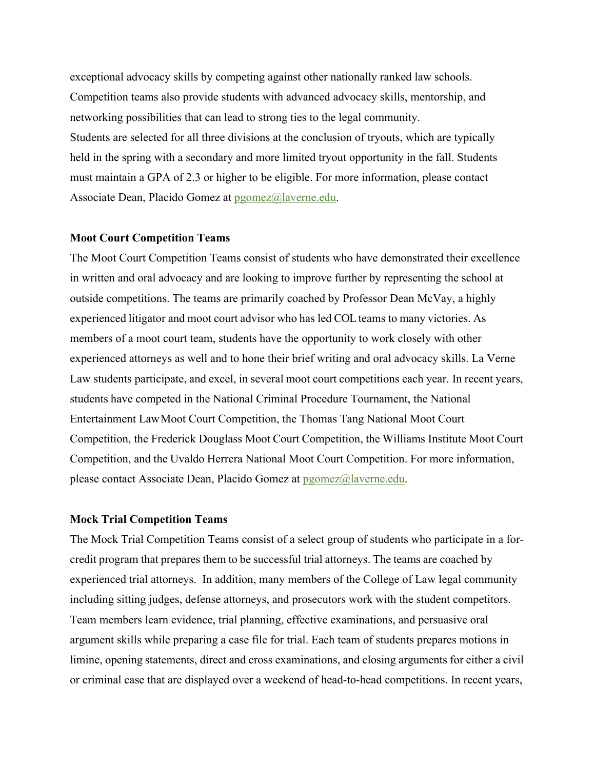exceptional advocacy skills by competing against other nationally ranked law schools. Competition teams also provide students with advanced advocacy skills, mentorship, and networking possibilities that can lead to strong ties to the legal community.

Students are selected for all three divisions at the conclusion of tryouts, which are typically held in the spring with a secondary and more limited tryout opportunity in the fall. Students must maintain a GPA of 2.3 or higher to be eligible. For more information, please contact Associate Dean, Placido Gomez at pgomez@laverne.edu.

**Moot Court Competition Teams**

The Moot Court Competition Teams consist of students who have demonstrated their excellence in written and oral advocacy and are looking to improve further by representing the school at outside competitions. The teams are primarily coached by Professor Dean McVay, a highly experienced litigator and moot court advisor who has led COL teams to many victories. As members of a moot court team, students have the opportunity to work closely with other experienced attorneys as well and to hone their brief writing and oral advocacy skills. La Verne Law students participate, and excel, in several moot court competitions each year. In recent years, students have competed in the National Criminal Procedure Tournament, the National Entertainment Law Moot Court Competition, the Thomas Tang National Moot Court Competition, the Frederick Douglass Moot Court Competition, the Williams Institute Moot Court Competition, and the Uvaldo Herrera National Moot Court Competition. For more information, please contact Associate Dean, Placido Gomez at pgomez@laverne.edu.

**Mock Trial Competition Teams**

The Mock Trial Competition Teams consist of a select group of students who participate in a for-credit program that prepares them to be successful trial attorneys. The teams are coached by experienced trial attorneys. In addition, many members of the College of Law legal community including sitting judges, defense attorneys, and prosecutors work with the student competitors. Team members learn evidence, trial planning, effective examinations, and persuasive oral argument skills while preparing a case file for trial. Each team of students prepares motions in limine, opening statements, direct and cross examinations, and closing arguments for either a civil or criminal case that are displayed over a weekend of head-to-head competitions. In recent years,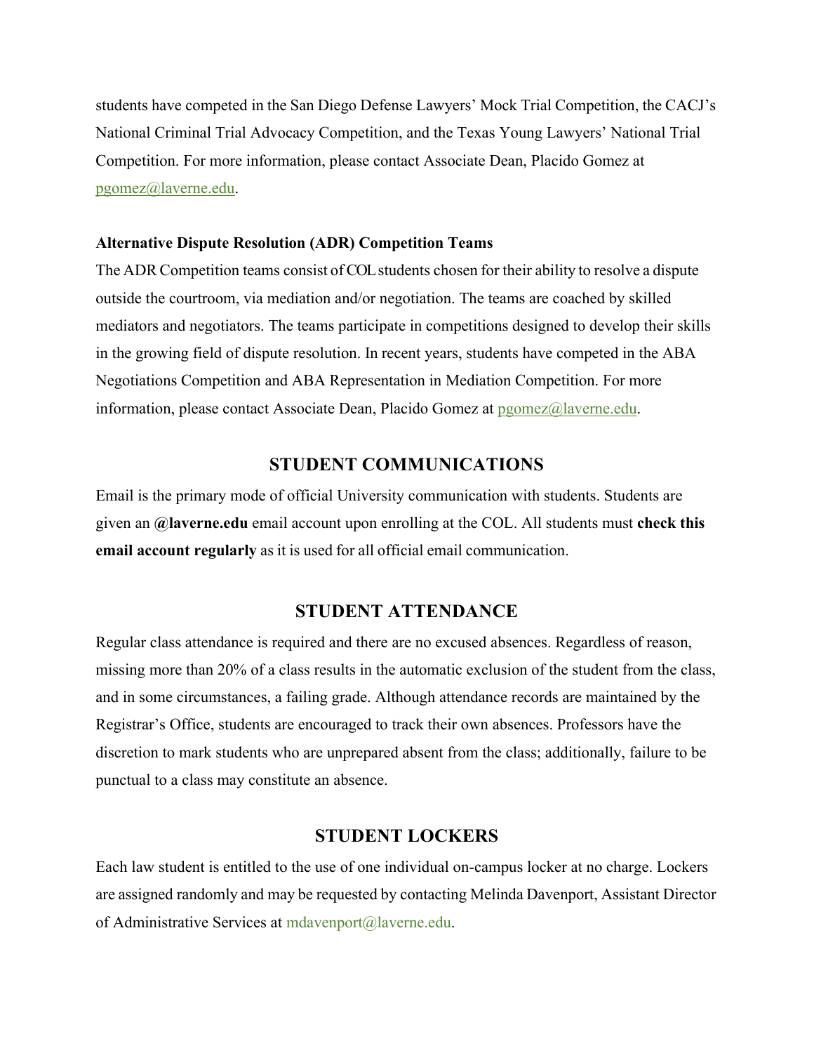students have competed in the San Diego Defense Lawyers' Mock Trial Competition, the CACJ's National Criminal Trial Advocacy Competition, and the Texas Young Lawyers' National Trial Competition. For more information, please contact Associate Dean, Placido Gomez at pgomez@laverne.edu.

**Alternative Dispute Resolution (ADR) Competition Teams**

The ADR Competition teams consist of COL students chosen for their ability to resolve a dispute outside the courtroom, via mediation and/or negotiation. The teams are coached by skilled mediators and negotiators. The teams participate in competitions designed to develop their skills in the growing field of dispute resolution. In recent years, students have competed in the ABA Negotiations Competition and ABA Representation in Mediation Competition. For more information, please contact Associate Dean, Placido Gomez at pgomez@laverne.edu.

## STUDENT COMMUNICATIONS

Email is the primary mode of official University communication with students. Students are given an **@laverne.edu** email account upon enrolling at the COL. All students must **check this email account regularly** as it is used for all official email communication.

## STUDENT ATTENDANCE

Regular class attendance is required and there are no excused absences. Regardless of reason, missing more than 20% of a class results in the automatic exclusion of the student from the class, and in some circumstances, a failing grade. Although attendance records are maintained by the Registrar's Office, students are encouraged to track their own absences. Professors have the discretion to mark students who are unprepared absent from the class; additionally, failure to be punctual to a class may constitute an absence.

## STUDENT LOCKERS

Each law student is entitled to the use of one individual on-campus locker at no charge. Lockers are assigned randomly and may be requested by contacting Melinda Davenport, Assistant Director of Administrative Services at mdavenport@laverne.edu.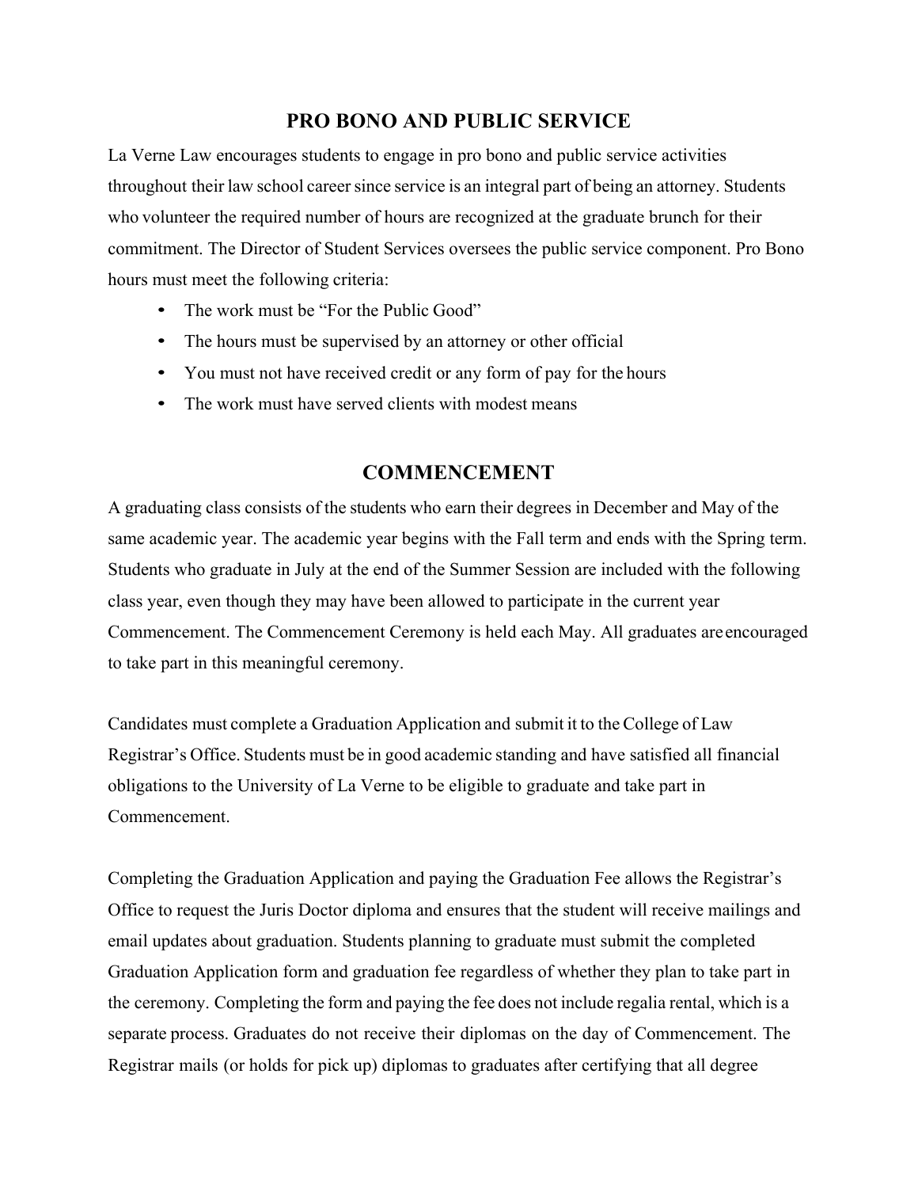## PRO BONO AND PUBLIC SERVICE

La Verne Law encourages students to engage in pro bono and public service activities throughout their law school career since service is an integral part of being an attorney. Students who volunteer the required number of hours are recognized at the graduate brunch for their commitment. The Director of Student Services oversees the public service component. Pro Bono hours must meet the following criteria:

- The work must be "For the Public Good"
- The hours must be supervised by an attorney or other official
- You must not have received credit or any form of pay for the hours
- The work must have served clients with modest means

## COMMENCEMENT

A graduating class consists of the students who earn their degrees in December and May of the same academic year. The academic year begins with the Fall term and ends with the Spring term. Students who graduate in July at the end of the Summer Session are included with the following class year, even though they may have been allowed to participate in the current year Commencement. The Commencement Ceremony is held each May. All graduates are encouraged to take part in this meaningful ceremony.

Candidates must complete a Graduation Application and submit it to the College of Law Registrar's Office. Students must be in good academic standing and have satisfied all financial obligations to the University of La Verne to be eligible to graduate and take part in Commencement.

Completing the Graduation Application and paying the Graduation Fee allows the Registrar's Office to request the Juris Doctor diploma and ensures that the student will receive mailings and email updates about graduation. Students planning to graduate must submit the completed Graduation Application form and graduation fee regardless of whether they plan to take part in the ceremony. Completing the form and paying the fee does not include regalia rental, which is a separate process. Graduates do not receive their diplomas on the day of Commencement. The Registrar mails (or holds for pick up) diplomas to graduates after certifying that all degree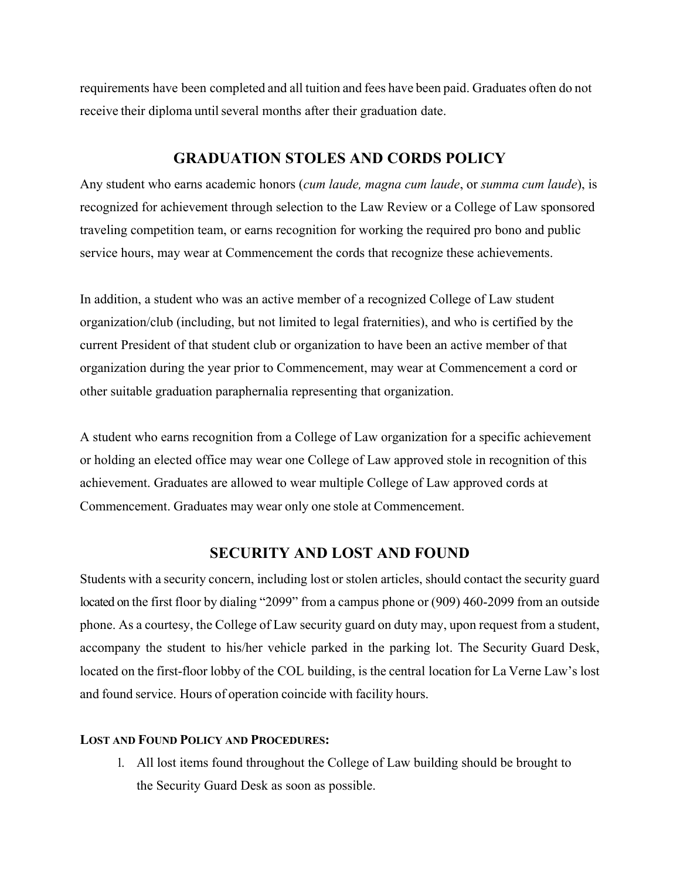requirements have been completed and all tuition and fees have been paid. Graduates often do not receive their diploma until several months after their graduation date.

## GRADUATION STOLES AND CORDS POLICY

Any student who earns academic honors (*cum laude, magna cum laude*, or *summa cum laude*), is recognized for achievement through selection to the Law Review or a College of Law sponsored traveling competition team, or earns recognition for working the required pro bono and public service hours, may wear at Commencement the cords that recognize these achievements.

In addition, a student who was an active member of a recognized College of Law student organization/club (including, but not limited to legal fraternities), and who is certified by the current President of that student club or organization to have been an active member of that organization during the year prior to Commencement, may wear at Commencement a cord or other suitable graduation paraphernalia representing that organization.

A student who earns recognition from a College of Law organization for a specific achievement or holding an elected office may wear one College of Law approved stole in recognition of this achievement. Graduates are allowed to wear multiple College of Law approved cords at Commencement. Graduates may wear only one stole at Commencement.

## SECURITY AND LOST AND FOUND

Students with a security concern, including lost or stolen articles, should contact the security guard located on the first floor by dialing "2099" from a campus phone or (909) 460-2099 from an outside phone. As a courtesy, the College of Law security guard on duty may, upon request from a student, accompany the student to his/her vehicle parked in the parking lot. The Security Guard Desk, located on the first-floor lobby of the COL building, is the central location for La Verne Law's lost and found service. Hours of operation coincide with facility hours.

### LOST AND FOUND POLICY AND PROCEDURES:

1. All lost items found throughout the College of Law building should be brought to the Security Guard Desk as soon as possible.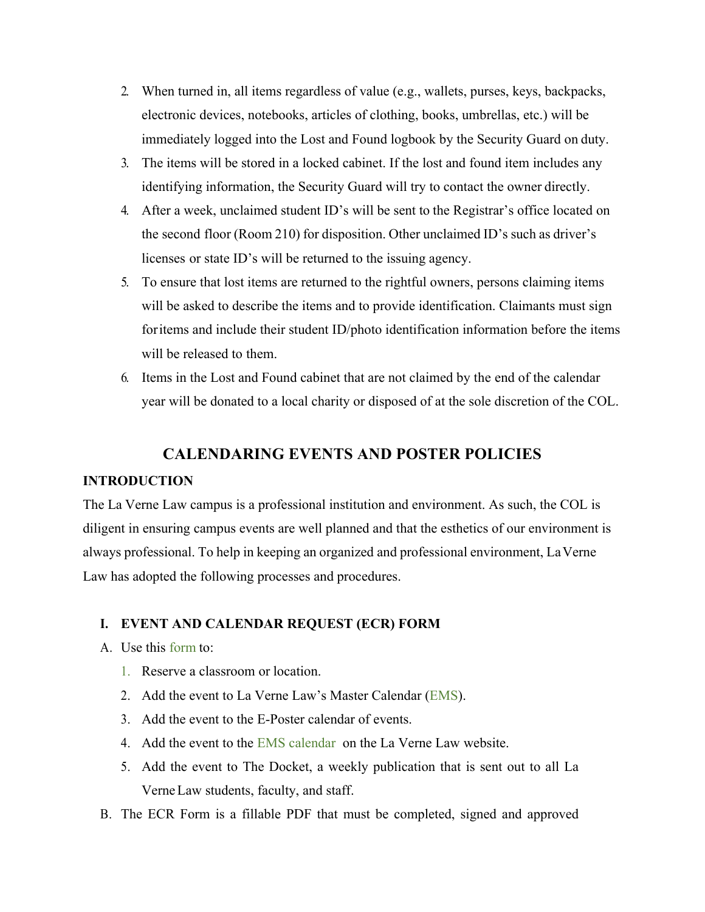2. When turned in, all items regardless of value (e.g., wallets, purses, keys, backpacks, electronic devices, notebooks, articles of clothing, books, umbrellas, etc.) will be immediately logged into the Lost and Found logbook by the Security Guard on duty.
3. The items will be stored in a locked cabinet. If the lost and found item includes any identifying information, the Security Guard will try to contact the owner directly.
4. After a week, unclaimed student ID's will be sent to the Registrar's office located on the second floor (Room 210) for disposition. Other unclaimed ID's such as driver's licenses or state ID's will be returned to the issuing agency.
5. To ensure that lost items are returned to the rightful owners, persons claiming items will be asked to describe the items and to provide identification. Claimants must sign for items and include their student ID/photo identification information before the items will be released to them.
6. Items in the Lost and Found cabinet that are not claimed by the end of the calendar year will be donated to a local charity or disposed of at the sole discretion of the COL.

## CALENDARING EVENTS AND POSTER POLICIES

**INTRODUCTION**

The La Verne Law campus is a professional institution and environment. As such, the COL is diligent in ensuring campus events are well planned and that the esthetics of our environment is always professional. To help in keeping an organized and professional environment, La Verne Law has adopted the following processes and procedures.

### I. EVENT AND CALENDAR REQUEST (ECR) FORM

A. Use this form to:

1. Reserve a classroom or location.
2. Add the event to La Verne Law's Master Calendar (EMS).
3. Add the event to the E-Poster calendar of events.
4. Add the event to the EMS calendar on the La Verne Law website.
5. Add the event to The Docket, a weekly publication that is sent out to all La Verne Law students, faculty, and staff.

B. The ECR Form is a fillable PDF that must be completed, signed and approved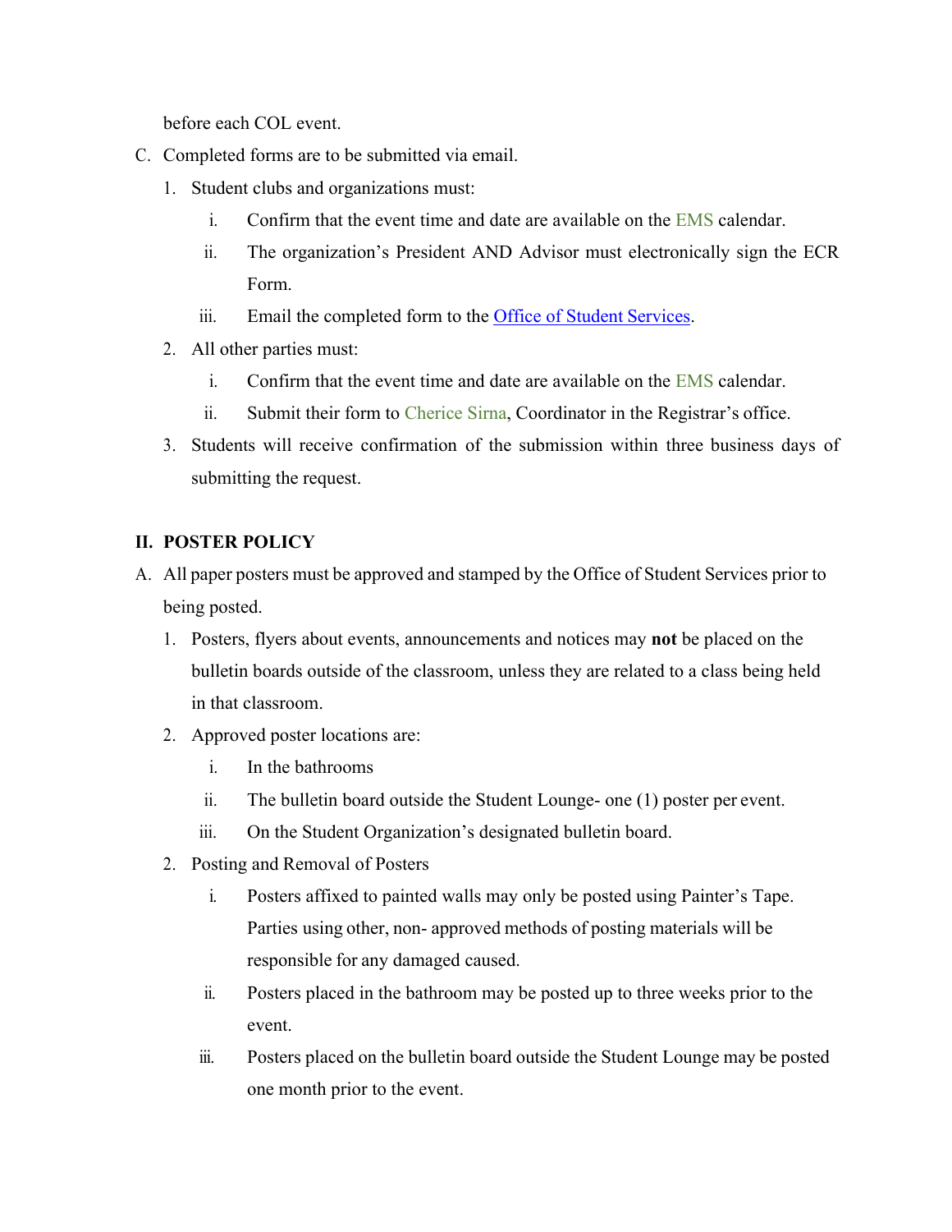before each COL event.

C. Completed forms are to be submitted via email.

   1. Student clubs and organizations must:

      i. Confirm that the event time and date are available on the EMS calendar.

      ii. The organization's President AND Advisor must electronically sign the ECR Form.

      iii. Email the completed form to the Office of Student Services.

   2. All other parties must:

      i. Confirm that the event time and date are available on the EMS calendar.

      ii. Submit their form to Cherice Sirna, Coordinator in the Registrar's office.

   3. Students will receive confirmation of the submission within three business days of submitting the request.

## II. POSTER POLICY

A. All paper posters must be approved and stamped by the Office of Student Services prior to being posted.

   1. Posters, flyers about events, announcements and notices may **not** be placed on the bulletin boards outside of the classroom, unless they are related to a class being held in that classroom.

   2. Approved poster locations are:

      i. In the bathrooms

      ii. The bulletin board outside the Student Lounge- one (1) poster per event.

      iii. On the Student Organization's designated bulletin board.

   2. Posting and Removal of Posters

      i. Posters affixed to painted walls may only be posted using Painter's Tape. Parties using other, non- approved methods of posting materials will be responsible for any damaged caused.

      ii. Posters placed in the bathroom may be posted up to three weeks prior to the event.

      iii. Posters placed on the bulletin board outside the Student Lounge may be posted one month prior to the event.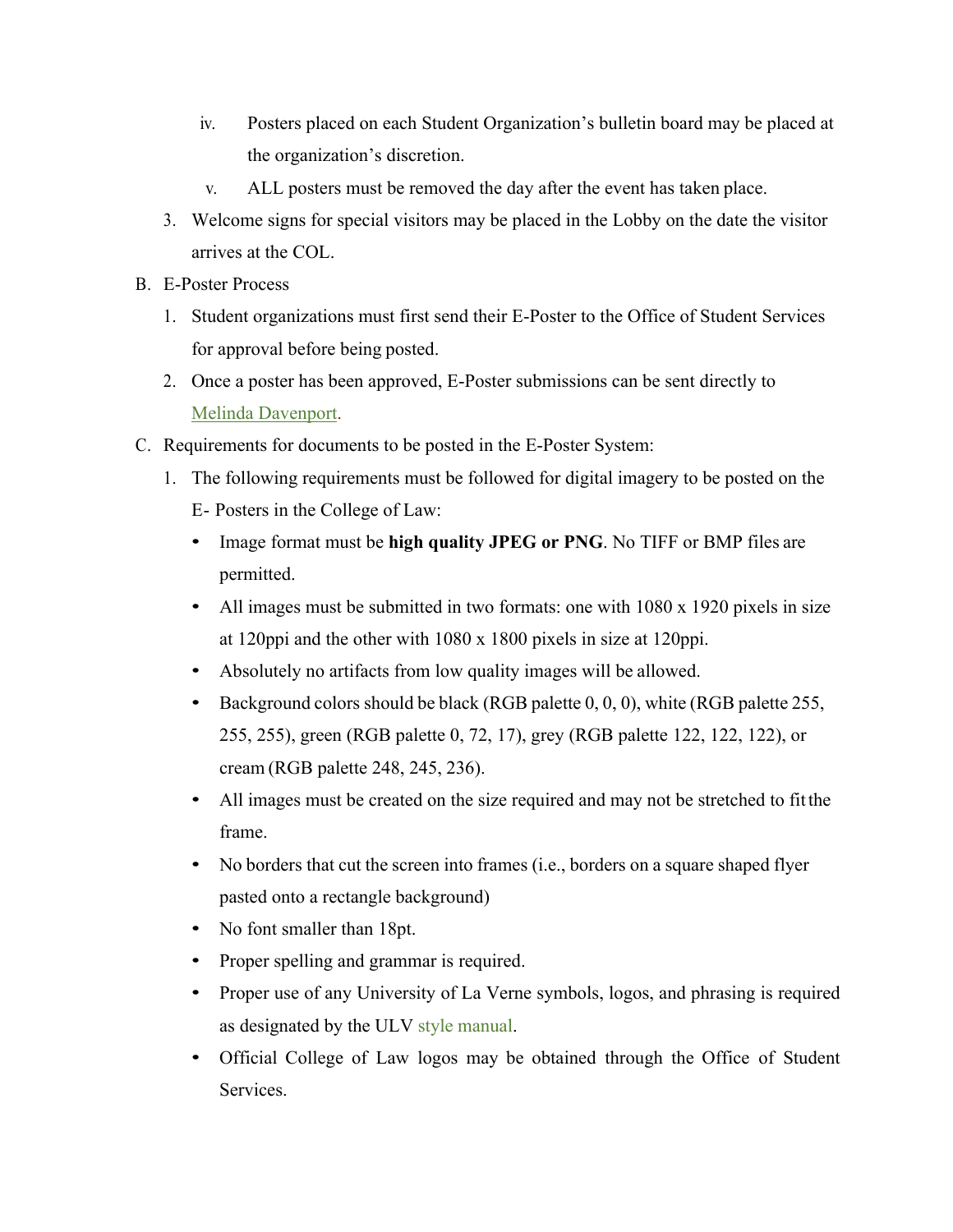iv. Posters placed on each Student Organization's bulletin board may be placed at the organization's discretion.

   v. ALL posters must be removed the day after the event has taken place.

3. Welcome signs for special visitors may be placed in the Lobby on the date the visitor arrives at the COL.

B. E-Poster Process

1. Student organizations must first send their E-Poster to the Office of Student Services for approval before being posted.
2. Once a poster has been approved, E-Poster submissions can be sent directly to Melinda Davenport.

C. Requirements for documents to be posted in the E-Poster System:

1. The following requirements must be followed for digital imagery to be posted on the E- Posters in the College of Law:
   - Image format must be **high quality JPEG or PNG**. No TIFF or BMP files are permitted.
   - All images must be submitted in two formats: one with 1080 x 1920 pixels in size at 120ppi and the other with 1080 x 1800 pixels in size at 120ppi.
   - Absolutely no artifacts from low quality images will be allowed.
   - Background colors should be black (RGB palette 0, 0, 0), white (RGB palette 255, 255, 255), green (RGB palette 0, 72, 17), grey (RGB palette 122, 122, 122), or cream (RGB palette 248, 245, 236).
   - All images must be created on the size required and may not be stretched to fit the frame.
   - No borders that cut the screen into frames (i.e., borders on a square shaped flyer pasted onto a rectangle background)
   - No font smaller than 18pt.
   - Proper spelling and grammar is required.
   - Proper use of any University of La Verne symbols, logos, and phrasing is required as designated by the ULV style manual.
   - Official College of Law logos may be obtained through the Office of Student Services.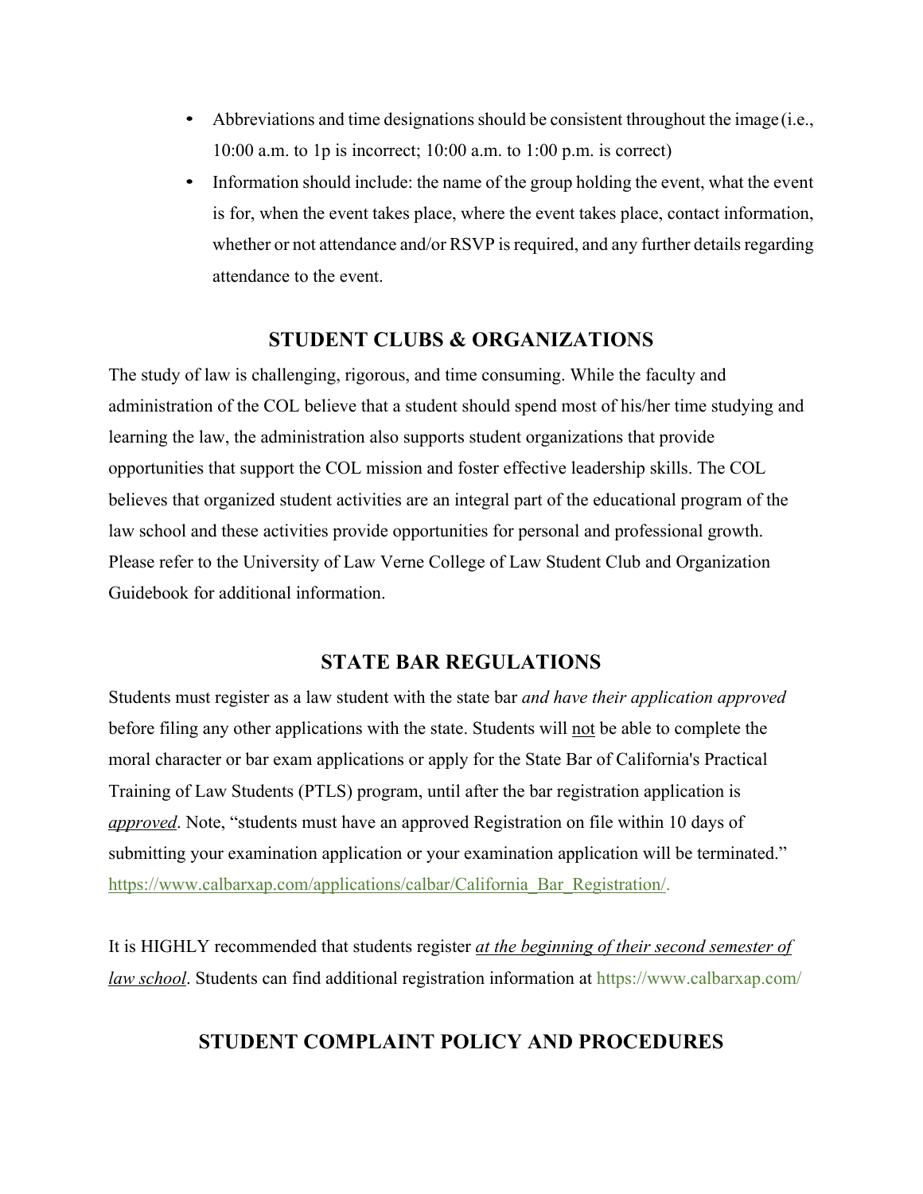- Abbreviations and time designations should be consistent throughout the image (i.e., 10:00 a.m. to 1p is incorrect; 10:00 a.m. to 1:00 p.m. is correct)
- Information should include: the name of the group holding the event, what the event is for, when the event takes place, where the event takes place, contact information, whether or not attendance and/or RSVP is required, and any further details regarding attendance to the event.

## STUDENT CLUBS & ORGANIZATIONS

The study of law is challenging, rigorous, and time consuming. While the faculty and administration of the COL believe that a student should spend most of his/her time studying and learning the law, the administration also supports student organizations that provide opportunities that support the COL mission and foster effective leadership skills. The COL believes that organized student activities are an integral part of the educational program of the law school and these activities provide opportunities for personal and professional growth. Please refer to the University of Law Verne College of Law Student Club and Organization Guidebook for additional information.

## STATE BAR REGULATIONS

Students must register as a law student with the state bar *and have their application approved* before filing any other applications with the state. Students will not be able to complete the moral character or bar exam applications or apply for the State Bar of California's Practical Training of Law Students (PTLS) program, until after the bar registration application is ***approved***. Note, "students must have an approved Registration on file within 10 days of submitting your examination application or your examination application will be terminated." https://www.calbarxap.com/applications/calbar/California_Bar_Registration/.

It is HIGHLY recommended that students register *at the beginning of their second semester of law school*. Students can find additional registration information at https://www.calbarxap.com/

## STUDENT COMPLAINT POLICY AND PROCEDURES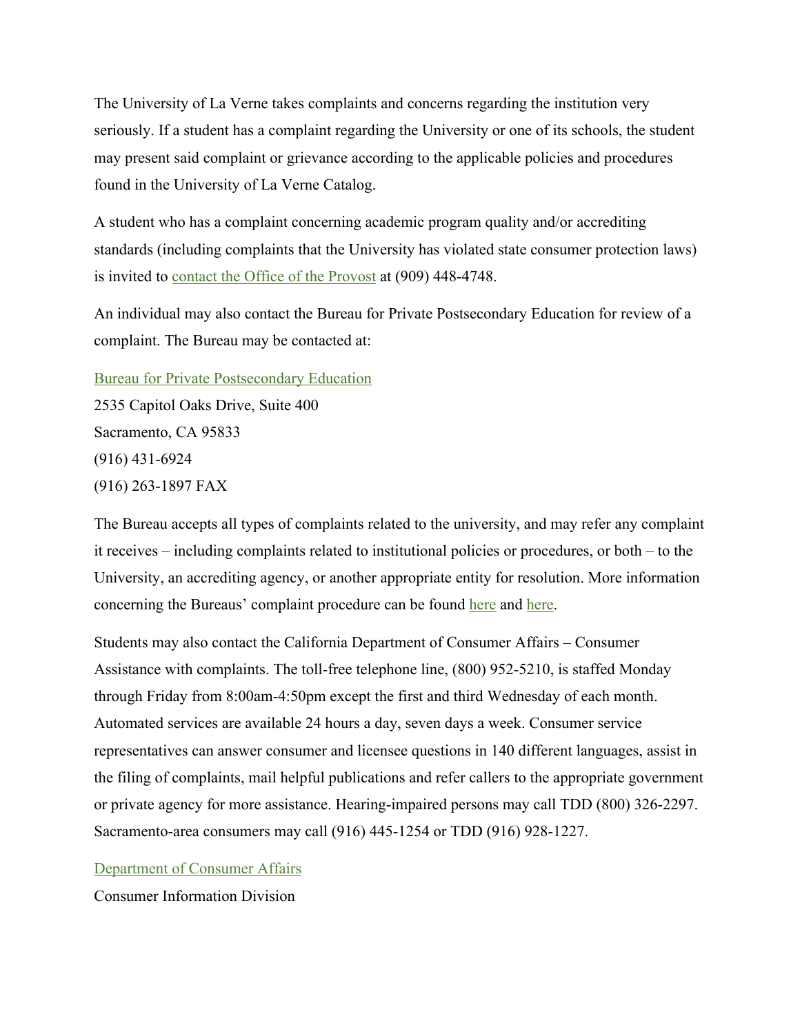The University of La Verne takes complaints and concerns regarding the institution very seriously. If a student has a complaint regarding the University or one of its schools, the student may present said complaint or grievance according to the applicable policies and procedures found in the University of La Verne Catalog.

A student who has a complaint concerning academic program quality and/or accrediting standards (including complaints that the University has violated state consumer protection laws) is invited to contact the Office of the Provost at (909) 448-4748.

An individual may also contact the Bureau for Private Postsecondary Education for review of a complaint. The Bureau may be contacted at:

Bureau for Private Postsecondary Education  
2535 Capitol Oaks Drive, Suite 400  
Sacramento, CA 95833  
(916) 431-6924  
(916) 263-1897 FAX

The Bureau accepts all types of complaints related to the university, and may refer any complaint it receives – including complaints related to institutional policies or procedures, or both – to the University, an accrediting agency, or another appropriate entity for resolution. More information concerning the Bureaus' complaint procedure can be found here and here.

Students may also contact the California Department of Consumer Affairs – Consumer Assistance with complaints. The toll-free telephone line, (800) 952-5210, is staffed Monday through Friday from 8:00am-4:50pm except the first and third Wednesday of each month. Automated services are available 24 hours a day, seven days a week. Consumer service representatives can answer consumer and licensee questions in 140 different languages, assist in the filing of complaints, mail helpful publications and refer callers to the appropriate government or private agency for more assistance. Hearing-impaired persons may call TDD (800) 326-2297. Sacramento-area consumers may call (916) 445-1254 or TDD (916) 928-1227.

Department of Consumer Affairs  
Consumer Information Division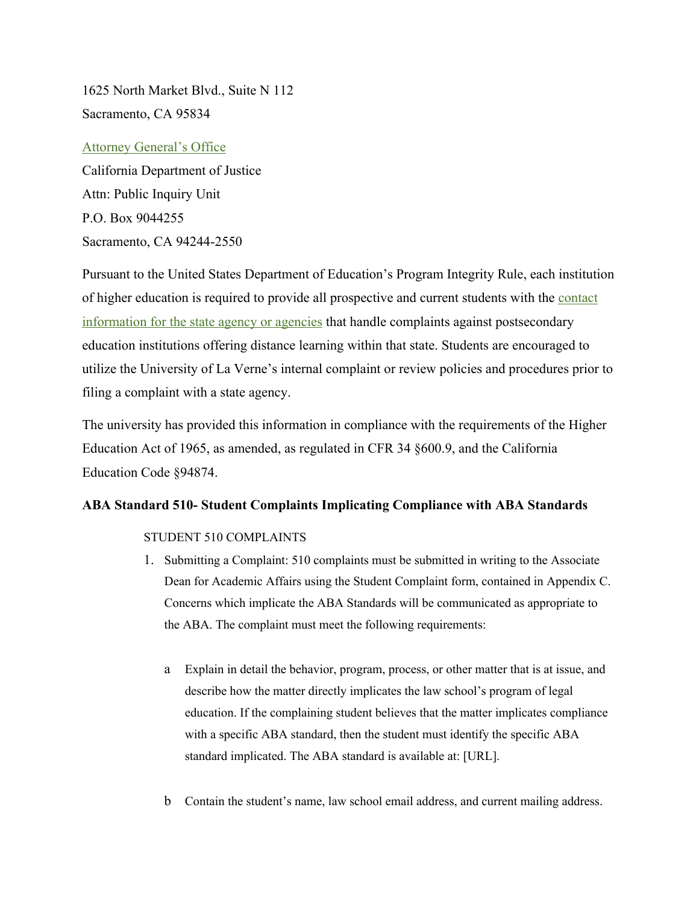1625 North Market Blvd., Suite N 112
Sacramento, CA 95834

Attorney General's Office
California Department of Justice
Attn: Public Inquiry Unit
P.O. Box 9044255
Sacramento, CA 94244-2550

Pursuant to the United States Department of Education's Program Integrity Rule, each institution of higher education is required to provide all prospective and current students with the contact information for the state agency or agencies that handle complaints against postsecondary education institutions offering distance learning within that state. Students are encouraged to utilize the University of La Verne's internal complaint or review policies and procedures prior to filing a complaint with a state agency.

The university has provided this information in compliance with the requirements of the Higher Education Act of 1965, as amended, as regulated in CFR 34 §600.9, and the California Education Code §94874.

**ABA Standard 510- Student Complaints Implicating Compliance with ABA Standards**

STUDENT 510 COMPLAINTS

1. Submitting a Complaint: 510 complaints must be submitted in writing to the Associate Dean for Academic Affairs using the Student Complaint form, contained in Appendix C. Concerns which implicate the ABA Standards will be communicated as appropriate to the ABA. The complaint must meet the following requirements:

   a. Explain in detail the behavior, program, process, or other matter that is at issue, and describe how the matter directly implicates the law school's program of legal education. If the complaining student believes that the matter implicates compliance with a specific ABA standard, then the student must identify the specific ABA standard implicated. The ABA standard is available at: [URL].

   b. Contain the student's name, law school email address, and current mailing address.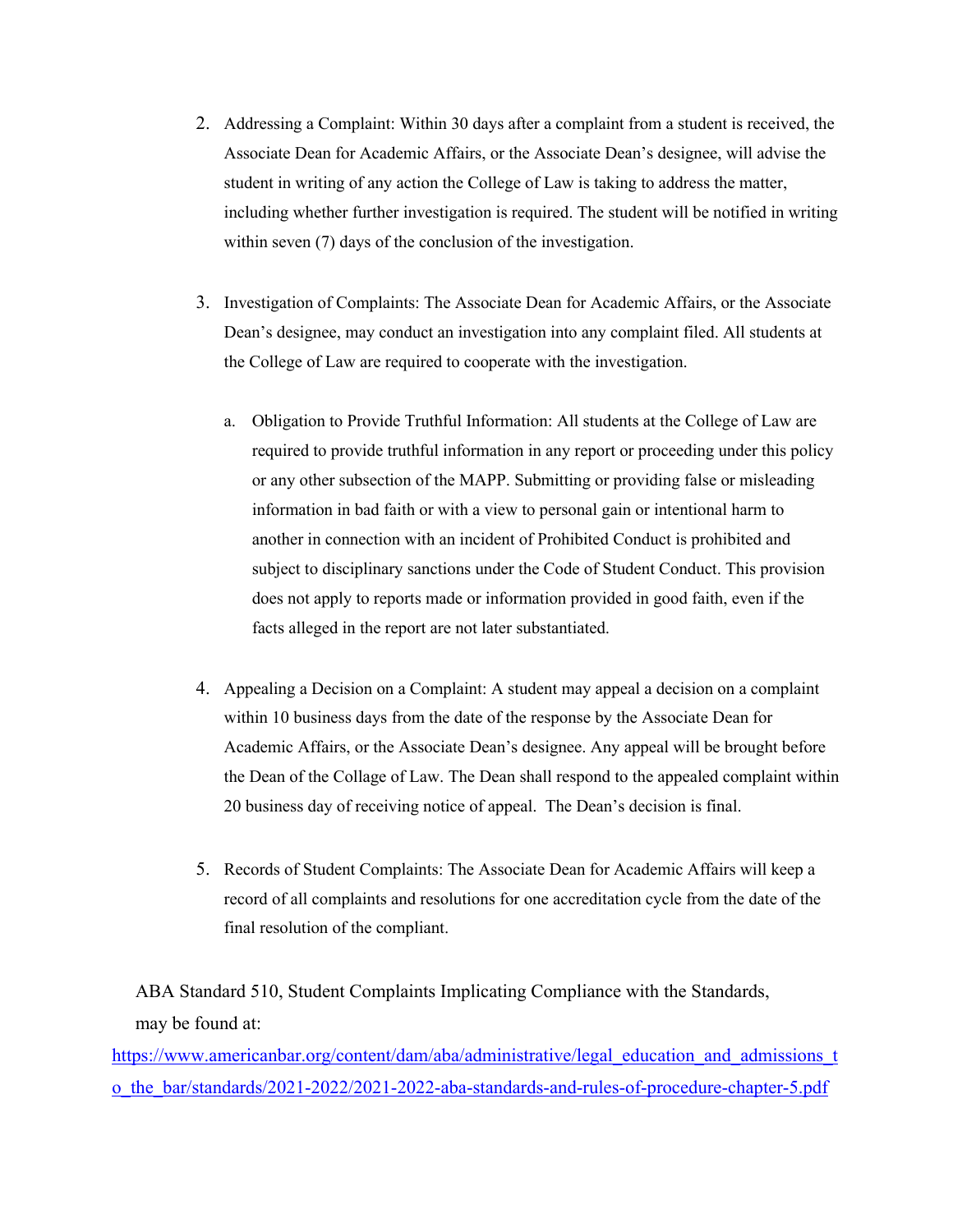2. Addressing a Complaint: Within 30 days after a complaint from a student is received, the Associate Dean for Academic Affairs, or the Associate Dean's designee, will advise the student in writing of any action the College of Law is taking to address the matter, including whether further investigation is required. The student will be notified in writing within seven (7) days of the conclusion of the investigation.

3. Investigation of Complaints: The Associate Dean for Academic Affairs, or the Associate Dean's designee, may conduct an investigation into any complaint filed. All students at the College of Law are required to cooperate with the investigation.

   a. Obligation to Provide Truthful Information: All students at the College of Law are required to provide truthful information in any report or proceeding under this policy or any other subsection of the MAPP. Submitting or providing false or misleading information in bad faith or with a view to personal gain or intentional harm to another in connection with an incident of Prohibited Conduct is prohibited and subject to disciplinary sanctions under the Code of Student Conduct. This provision does not apply to reports made or information provided in good faith, even if the facts alleged in the report are not later substantiated.

4. Appealing a Decision on a Complaint: A student may appeal a decision on a complaint within 10 business days from the date of the response by the Associate Dean for Academic Affairs, or the Associate Dean's designee. Any appeal will be brought before the Dean of the Collage of Law. The Dean shall respond to the appealed complaint within 20 business day of receiving notice of appeal. The Dean's decision is final.

5. Records of Student Complaints: The Associate Dean for Academic Affairs will keep a record of all complaints and resolutions for one accreditation cycle from the date of the final resolution of the compliant.

ABA Standard 510, Student Complaints Implicating Compliance with the Standards, may be found at:

https://www.americanbar.org/content/dam/aba/administrative/legal_education_and_admissions_to_the_bar/standards/2021-2022/2021-2022-aba-standards-and-rules-of-procedure-chapter-5.pdf